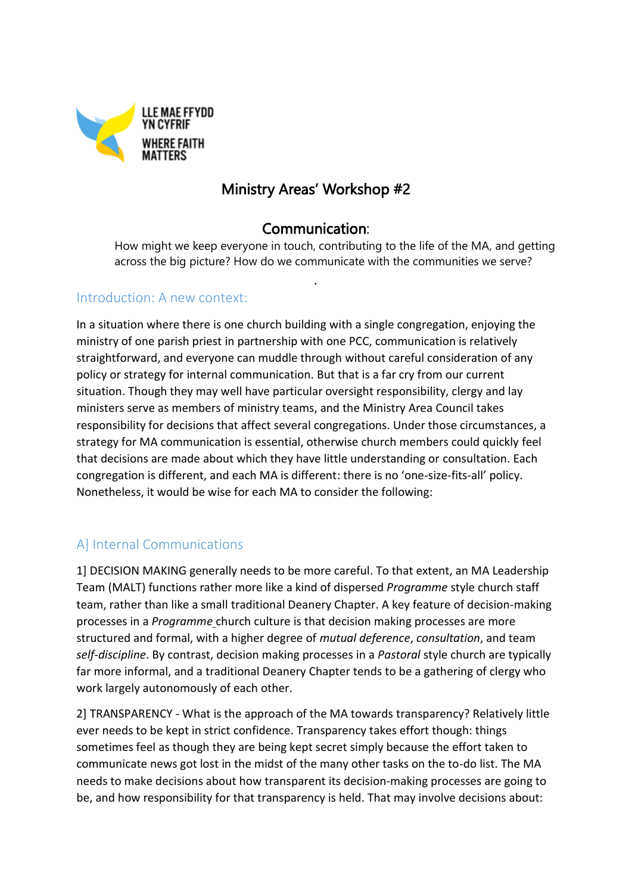LLE MAE FFYDD YN CYFRIF

WHERE FAITH MATTERS

# Ministry Areas' Workshop #2

## Communication:

How might we keep everyone in touch, contributing to the life of the MA, and getting across the big picture? How do we communicate with the communities we serve?

### Introduction: A new context:

In a situation where there is one church building with a single congregation, enjoying the ministry of one parish priest in partnership with one PCC, communication is relatively straightforward, and everyone can muddle through without careful consideration of any policy or strategy for internal communication. But that is a far cry from our current situation. Though they may well have particular oversight responsibility, clergy and lay ministers serve as members of ministry teams, and the Ministry Area Council takes responsibility for decisions that affect several congregations. Under those circumstances, a strategy for MA communication is essential, otherwise church members could quickly feel that decisions are made about which they have little understanding or consultation. Each congregation is different, and each MA is different: there is no 'one-size-fits-all' policy. Nonetheless, it would be wise for each MA to consider the following:

### A] Internal Communications

1] DECISION MAKING generally needs to be more careful. To that extent, an MA Leadership Team (MALT) functions rather more like a kind of dispersed *Programme* style church staff team, rather than like a small traditional Deanery Chapter. A key feature of decision-making processes in a *Programme* church culture is that decision making processes are more structured and formal, with a higher degree of *mutual deference*, *consultation*, and team *self-discipline*. By contrast, decision making processes in a *Pastoral* style church are typically far more informal, and a traditional Deanery Chapter tends to be a gathering of clergy who work largely autonomously of each other.

2] TRANSPARENCY - What is the approach of the MA towards transparency? Relatively little ever needs to be kept in strict confidence. Transparency takes effort though: things sometimes feel as though they are being kept secret simply because the effort taken to communicate news got lost in the midst of the many other tasks on the to-do list. The MA needs to make decisions about how transparent its decision-making processes are going to be, and how responsibility for that transparency is held. That may involve decisions about: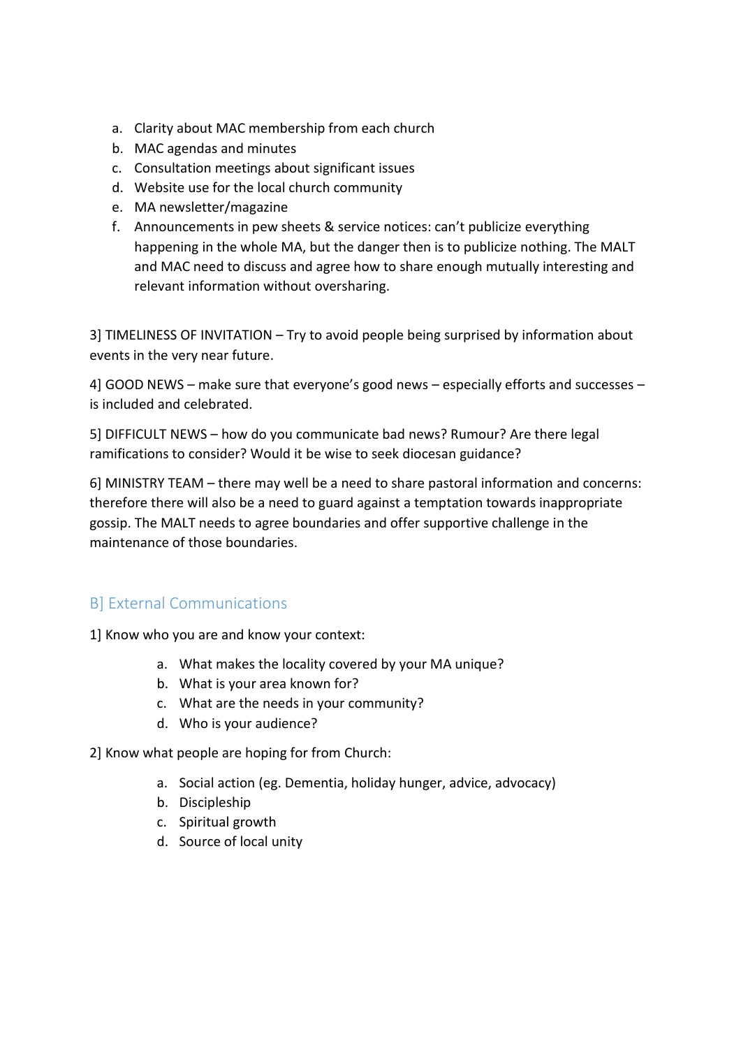a. Clarity about MAC membership from each church
b. MAC agendas and minutes
c. Consultation meetings about significant issues
d. Website use for the local church community
e. MA newsletter/magazine
f. Announcements in pew sheets & service notices: can't publicize everything happening in the whole MA, but the danger then is to publicize nothing. The MALT and MAC need to discuss and agree how to share enough mutually interesting and relevant information without oversharing.

3] TIMELINESS OF INVITATION – Try to avoid people being surprised by information about events in the very near future.

4] GOOD NEWS – make sure that everyone's good news – especially efforts and successes – is included and celebrated.

5] DIFFICULT NEWS – how do you communicate bad news? Rumour? Are there legal ramifications to consider? Would it be wise to seek diocesan guidance?

6] MINISTRY TEAM – there may well be a need to share pastoral information and concerns: therefore there will also be a need to guard against a temptation towards inappropriate gossip. The MALT needs to agree boundaries and offer supportive challenge in the maintenance of those boundaries.

## B] External Communications

1] Know who you are and know your context:

a. What makes the locality covered by your MA unique?
b. What is your area known for?
c. What are the needs in your community?
d. Who is your audience?

2] Know what people are hoping for from Church:

a. Social action (eg. Dementia, holiday hunger, advice, advocacy)
b. Discipleship
c. Spiritual growth
d. Source of local unity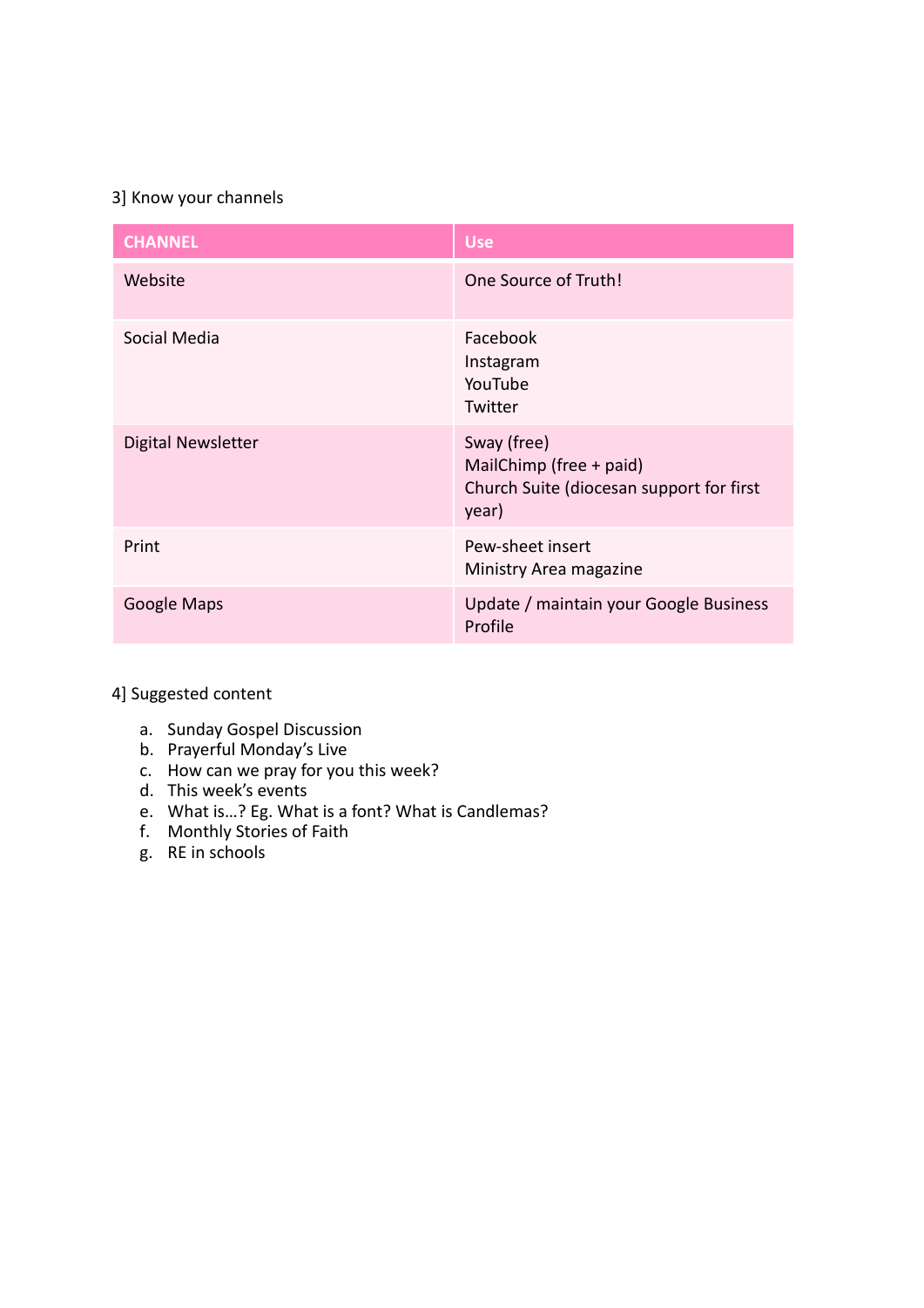3] Know your channels

| CHANNEL | Use |
|---|---|
| Website | One Source of Truth! |
| Social Media | Facebook<br>Instagram<br>YouTube<br>Twitter |
| Digital Newsletter | Sway (free)<br>MailChimp (free + paid)<br>Church Suite (diocesan support for first year) |
| Print | Pew-sheet insert<br>Ministry Area magazine |
| Google Maps | Update / maintain your Google Business Profile |

4] Suggested content

a. Sunday Gospel Discussion
b. Prayerful Monday's Live
c. How can we pray for you this week?
d. This week's events
e. What is…? Eg. What is a font? What is Candlemas?
f. Monthly Stories of Faith
g. RE in schools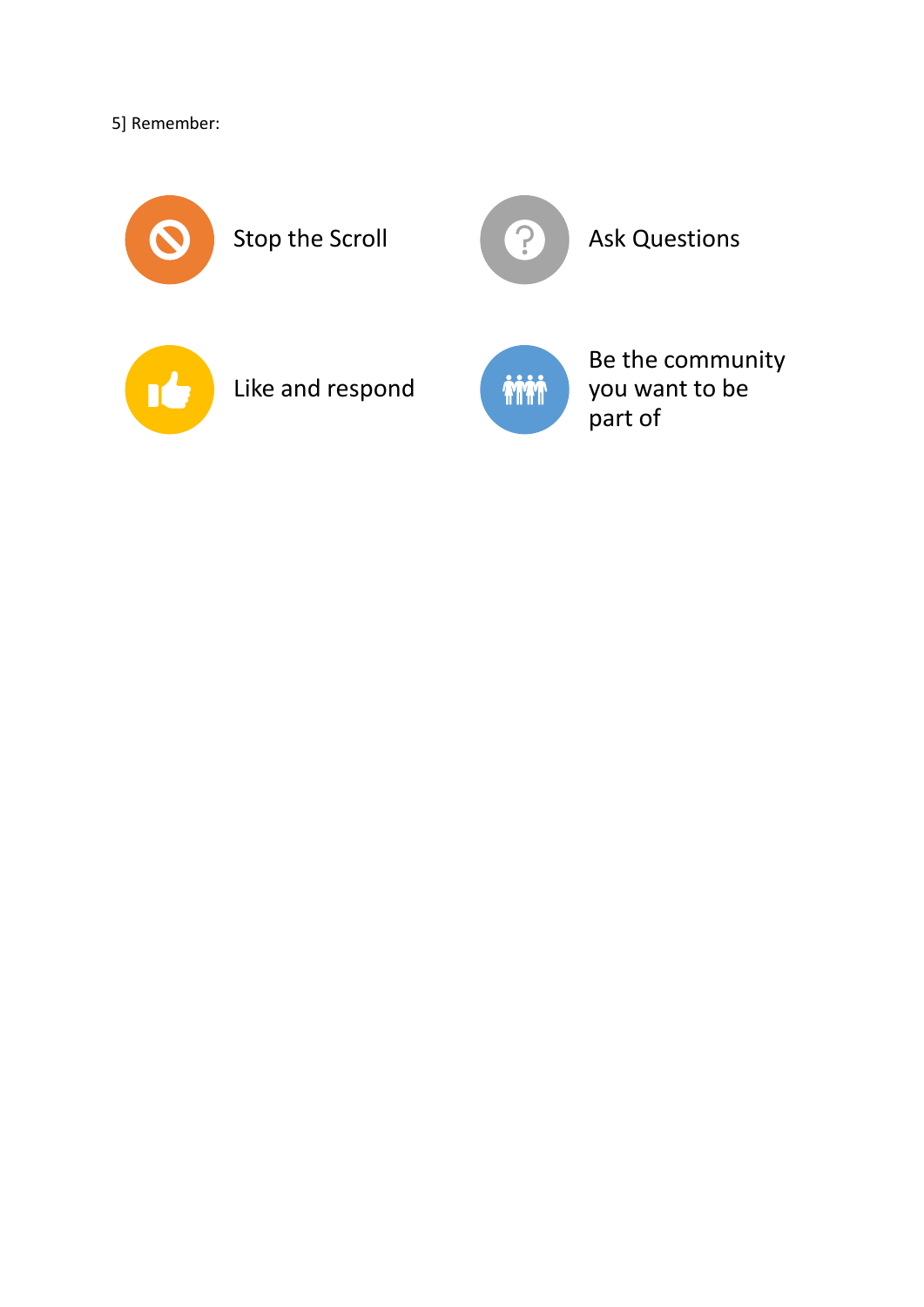5] Remember:

- Stop the Scroll
- Ask Questions
- Like and respond
- Be the community you want to be part of